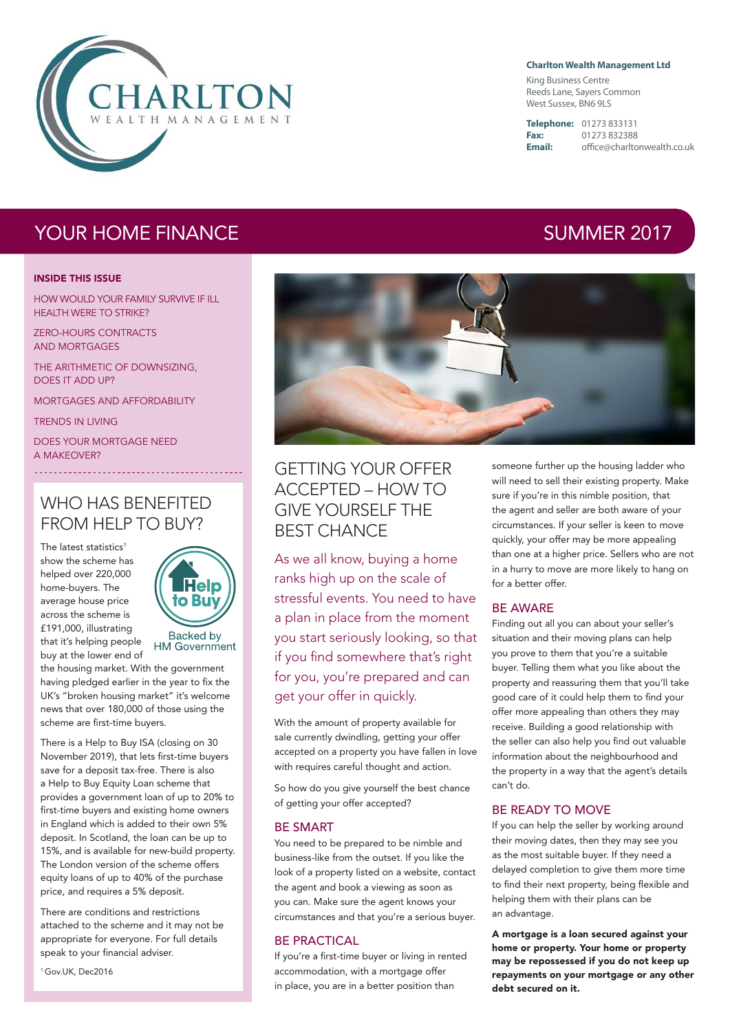**Charlton Wealth Management Ltd**

King Business Centre
Reeds Lane, Sayers Common
West Sussex, BN6 9LS

**Telephone:** 01273 833131
**Fax:** 01273 832388
**Email:** office@charltonwealth.co.uk

# YOUR HOME FINANCE — SUMMER 2017

**INSIDE THIS ISSUE**

- HOW WOULD YOUR FAMILY SURVIVE IF ILL HEALTH WERE TO STRIKE?
- ZERO-HOURS CONTRACTS AND MORTGAGES
- THE ARITHMETIC OF DOWNSIZING, DOES IT ADD UP?
- MORTGAGES AND AFFORDABILITY
- TRENDS IN LIVING
- DOES YOUR MORTGAGE NEED A MAKEOVER?

## WHO HAS BENEFITED FROM HELP TO BUY?

The latest statistics[1] show the scheme has helped over 220,000 home-buyers. The average house price across the scheme is £191,000, illustrating that it's helping people buy at the lower end of the housing market. With the government having pledged earlier in the year to fix the UK's "broken housing market" it's welcome news that over 180,000 of those using the scheme are first-time buyers.

There is a Help to Buy ISA (closing on 30 November 2019), that lets first-time buyers save for a deposit tax-free. There is also a Help to Buy Equity Loan scheme that provides a government loan of up to 20% to first-time buyers and existing home owners in England which is added to their own 5% deposit. In Scotland, the loan can be up to 15%, and is available for new-build property. The London version of the scheme offers equity loans of up to 40% of the purchase price, and requires a 5% deposit.

There are conditions and restrictions attached to the scheme and it may not be appropriate for everyone. For full details speak to your financial adviser.

[1] Gov.UK, Dec2016

## GETTING YOUR OFFER ACCEPTED – HOW TO GIVE YOURSELF THE BEST CHANCE

As we all know, buying a home ranks high up on the scale of stressful events. You need to have a plan in place from the moment you start seriously looking, so that if you find somewhere that's right for you, you're prepared and can get your offer in quickly.

With the amount of property available for sale currently dwindling, getting your offer accepted on a property you have fallen in love with requires careful thought and action.

So how do you give yourself the best chance of getting your offer accepted?

### BE SMART

You need to be prepared to be nimble and business-like from the outset. If you like the look of a property listed on a website, contact the agent and book a viewing as soon as you can. Make sure the agent knows your circumstances and that you're a serious buyer.

### BE PRACTICAL

If you're a first-time buyer or living in rented accommodation, with a mortgage offer in place, you are in a better position than someone further up the housing ladder who will need to sell their existing property. Make sure if you're in this nimble position, that the agent and seller are both aware of your circumstances. If your seller is keen to move quickly, your offer may be more appealing than one at a higher price. Sellers who are not in a hurry to move are more likely to hang on for a better offer.

### BE AWARE

Finding out all you can about your seller's situation and their moving plans can help you prove to them that you're a suitable buyer. Telling them what you like about the property and reassuring them that you'll take good care of it could help them to find your offer more appealing than others they may receive. Building a good relationship with the seller can also help you find out valuable information about the neighbourhood and the property in a way that the agent's details can't do.

### BE READY TO MOVE

If you can help the seller by working around their moving dates, then they may see you as the most suitable buyer. If they need a delayed completion to give them more time to find their next property, being flexible and helping them with their plans can be an advantage.

**A mortgage is a loan secured against your home or property. Your home or property may be repossessed if you do not keep up repayments on your mortgage or any other debt secured on it.**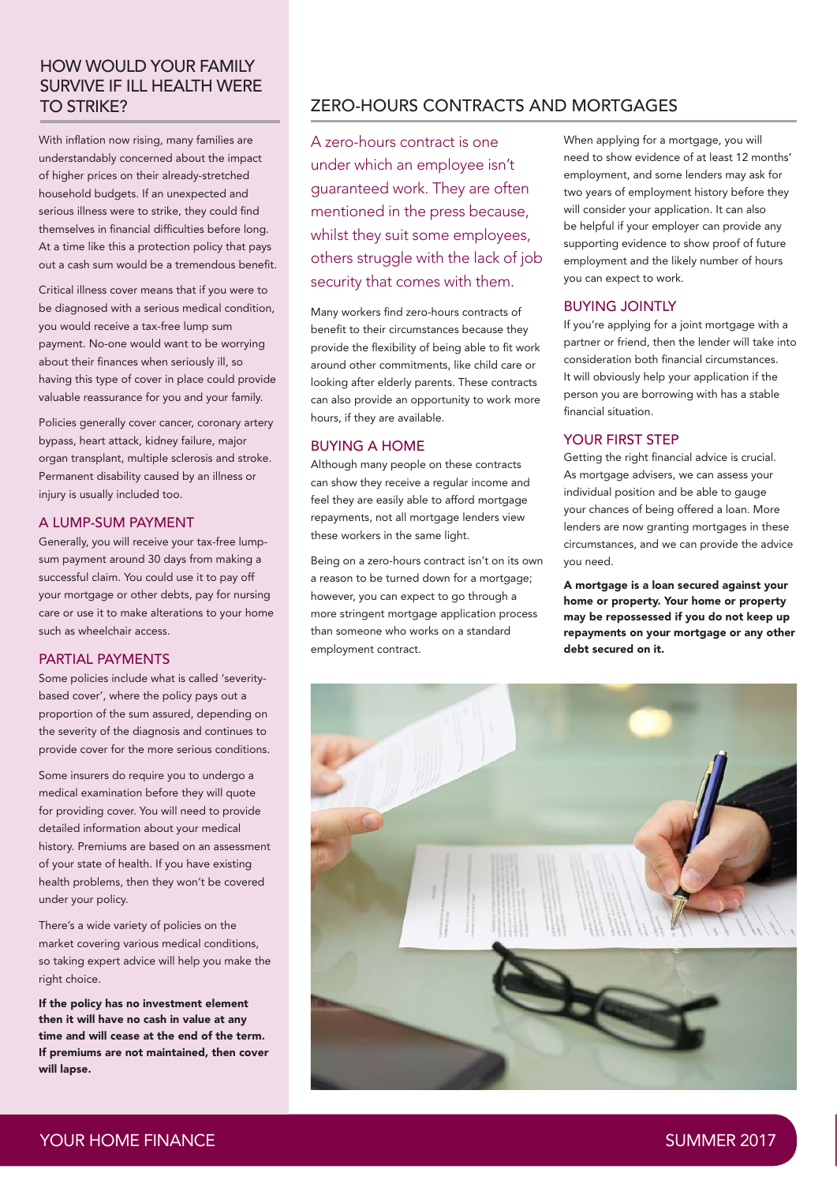## HOW WOULD YOUR FAMILY SURVIVE IF ILL HEALTH WERE TO STRIKE?

With inflation now rising, many families are understandably concerned about the impact of higher prices on their already-stretched household budgets. If an unexpected and serious illness were to strike, they could find themselves in financial difficulties before long. At a time like this a protection policy that pays out a cash sum would be a tremendous benefit.

Critical illness cover means that if you were to be diagnosed with a serious medical condition, you would receive a tax-free lump sum payment. No-one would want to be worrying about their finances when seriously ill, so having this type of cover in place could provide valuable reassurance for you and your family.

Policies generally cover cancer, coronary artery bypass, heart attack, kidney failure, major organ transplant, multiple sclerosis and stroke. Permanent disability caused by an illness or injury is usually included too.

### A LUMP-SUM PAYMENT

Generally, you will receive your tax-free lump-sum payment around 30 days from making a successful claim. You could use it to pay off your mortgage or other debts, pay for nursing care or use it to make alterations to your home such as wheelchair access.

### PARTIAL PAYMENTS

Some policies include what is called 'severity-based cover', where the policy pays out a proportion of the sum assured, depending on the severity of the diagnosis and continues to provide cover for the more serious conditions.

Some insurers do require you to undergo a medical examination before they will quote for providing cover. You will need to provide detailed information about your medical history. Premiums are based on an assessment of your state of health. If you have existing health problems, then they won't be covered under your policy.

There's a wide variety of policies on the market covering various medical conditions, so taking expert advice will help you make the right choice.

**If the policy has no investment element then it will have no cash in value at any time and will cease at the end of the term. If premiums are not maintained, then cover will lapse.**

## ZERO-HOURS CONTRACTS AND MORTGAGES

A zero-hours contract is one under which an employee isn't guaranteed work. They are often mentioned in the press because, whilst they suit some employees, others struggle with the lack of job security that comes with them.

Many workers find zero-hours contracts of benefit to their circumstances because they provide the flexibility of being able to fit work around other commitments, like child care or looking after elderly parents. These contracts can also provide an opportunity to work more hours, if they are available.

### BUYING A HOME

Although many people on these contracts can show they receive a regular income and feel they are easily able to afford mortgage repayments, not all mortgage lenders view these workers in the same light.

Being on a zero-hours contract isn't on its own a reason to be turned down for a mortgage; however, you can expect to go through a more stringent mortgage application process than someone who works on a standard employment contract.

When applying for a mortgage, you will need to show evidence of at least 12 months' employment, and some lenders may ask for two years of employment history before they will consider your application. It can also be helpful if your employer can provide any supporting evidence to show proof of future employment and the likely number of hours you can expect to work.

### BUYING JOINTLY

If you're applying for a joint mortgage with a partner or friend, then the lender will take into consideration both financial circumstances. It will obviously help your application if the person you are borrowing with has a stable financial situation.

### YOUR FIRST STEP

Getting the right financial advice is crucial. As mortgage advisers, we can assess your individual position and be able to gauge your chances of being offered a loan. More lenders are now granting mortgages in these circumstances, and we can provide the advice you need.

**A mortgage is a loan secured against your home or property. Your home or property may be repossessed if you do not keep up repayments on your mortgage or any other debt secured on it.**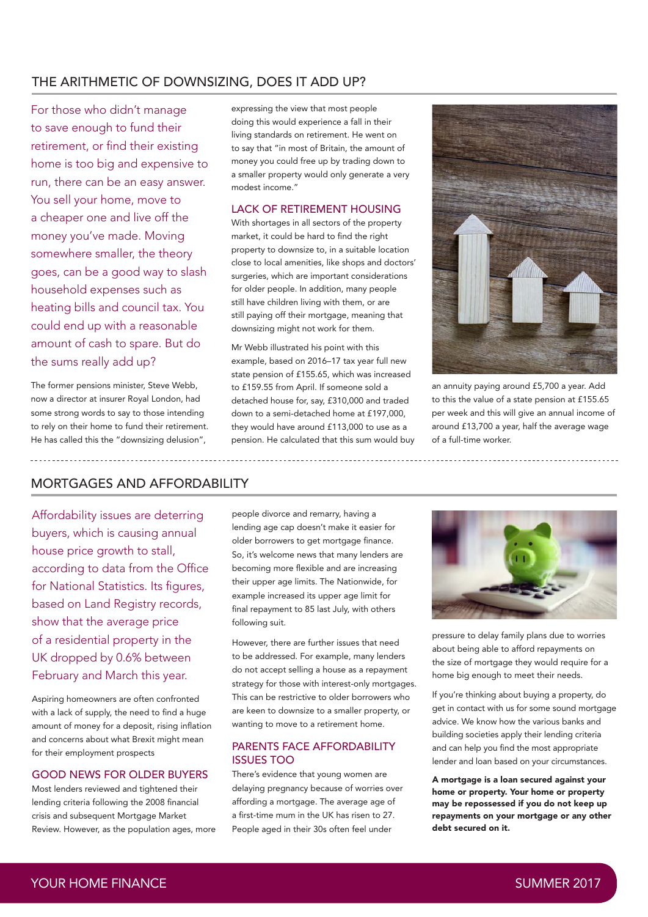## THE ARITHMETIC OF DOWNSIZING, DOES IT ADD UP?

For those who didn't manage to save enough to fund their retirement, or find their existing home is too big and expensive to run, there can be an easy answer. You sell your home, move to a cheaper one and live off the money you've made. Moving somewhere smaller, the theory goes, can be a good way to slash household expenses such as heating bills and council tax. You could end up with a reasonable amount of cash to spare. But do the sums really add up?

The former pensions minister, Steve Webb, now a director at insurer Royal London, had some strong words to say to those intending to rely on their home to fund their retirement. He has called this the "downsizing delusion", expressing the view that most people doing this would experience a fall in their living standards on retirement. He went on to say that "in most of Britain, the amount of money you could free up by trading down to a smaller property would only generate a very modest income."

### LACK OF RETIREMENT HOUSING

With shortages in all sectors of the property market, it could be hard to find the right property to downsize to, in a suitable location close to local amenities, like shops and doctors' surgeries, which are important considerations for older people. In addition, many people still have children living with them, or are still paying off their mortgage, meaning that downsizing might not work for them.

Mr Webb illustrated his point with this example, based on 2016–17 tax year full new state pension of £155.65, which was increased to £159.55 from April. If someone sold a detached house for, say, £310,000 and traded down to a semi-detached home at £197,000, they would have around £113,000 to use as a pension. He calculated that this sum would buy an annuity paying around £5,700 a year. Add to this the value of a state pension at £155.65 per week and this will give an annual income of around £13,700 a year, half the average wage of a full-time worker.

## MORTGAGES AND AFFORDABILITY

Affordability issues are deterring buyers, which is causing annual house price growth to stall, according to data from the Office for National Statistics. Its figures, based on Land Registry records, show that the average price of a residential property in the UK dropped by 0.6% between February and March this year.

Aspiring homeowners are often confronted with a lack of supply, the need to find a huge amount of money for a deposit, rising inflation and concerns about what Brexit might mean for their employment prospects

### GOOD NEWS FOR OLDER BUYERS

Most lenders reviewed and tightened their lending criteria following the 2008 financial crisis and subsequent Mortgage Market Review. However, as the population ages, more people divorce and remarry, having a lending age cap doesn't make it easier for older borrowers to get mortgage finance. So, it's welcome news that many lenders are becoming more flexible and are increasing their upper age limits. The Nationwide, for example increased its upper age limit for final repayment to 85 last July, with others following suit.

However, there are further issues that need to be addressed. For example, many lenders do not accept selling a house as a repayment strategy for those with interest-only mortgages. This can be restrictive to older borrowers who are keen to downsize to a smaller property, or wanting to move to a retirement home.

### PARENTS FACE AFFORDABILITY ISSUES TOO

There's evidence that young women are delaying pregnancy because of worries over affording a mortgage. The average age of a first-time mum in the UK has risen to 27. People aged in their 30s often feel under pressure to delay family plans due to worries about being able to afford repayments on the size of mortgage they would require for a home big enough to meet their needs.

If you're thinking about buying a property, do get in contact with us for some sound mortgage advice. We know how the various banks and building societies apply their lending criteria and can help you find the most appropriate lender and loan based on your circumstances.

**A mortgage is a loan secured against your home or property. Your home or property may be repossessed if you do not keep up repayments on your mortgage or any other debt secured on it.**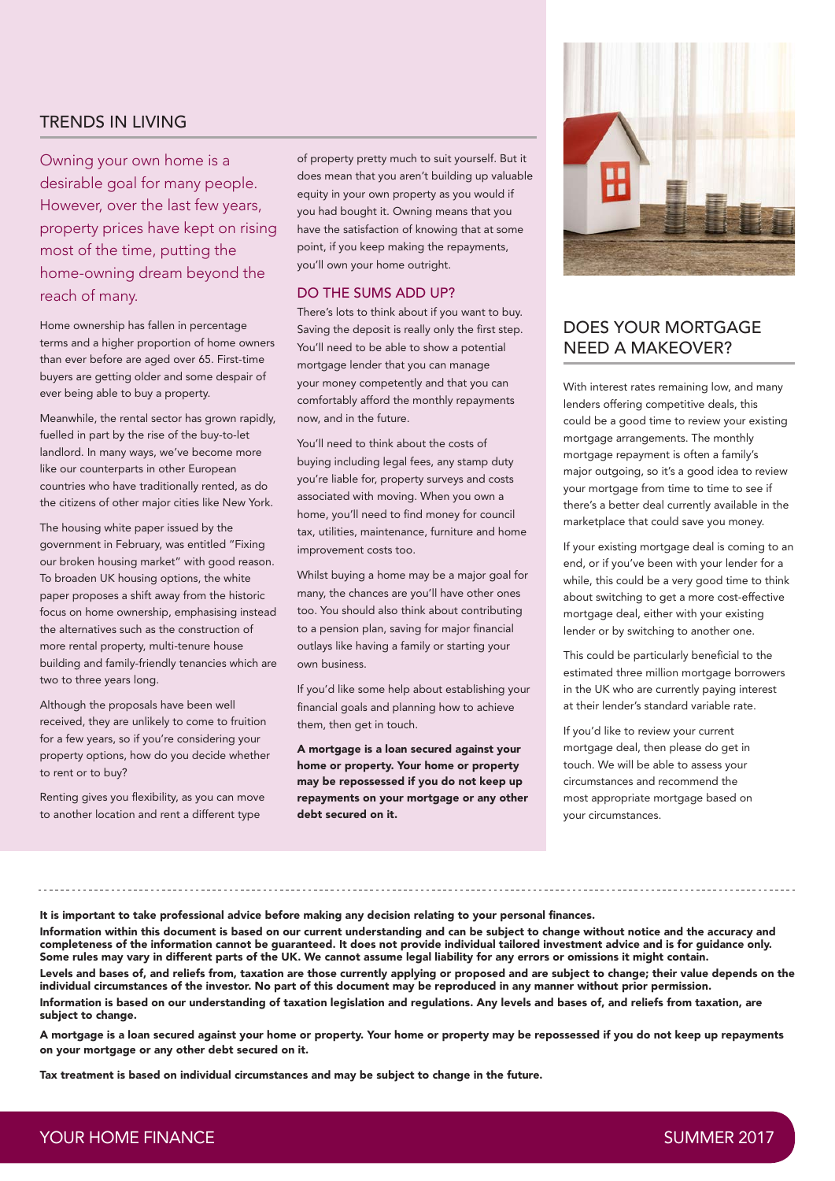## TRENDS IN LIVING

Owning your own home is a desirable goal for many people. However, over the last few years, property prices have kept on rising most of the time, putting the home-owning dream beyond the reach of many.

Home ownership has fallen in percentage terms and a higher proportion of home owners than ever before are aged over 65. First-time buyers are getting older and some despair of ever being able to buy a property.

Meanwhile, the rental sector has grown rapidly, fuelled in part by the rise of the buy-to-let landlord. In many ways, we've become more like our counterparts in other European countries who have traditionally rented, as do the citizens of other major cities like New York.

The housing white paper issued by the government in February, was entitled "Fixing our broken housing market" with good reason. To broaden UK housing options, the white paper proposes a shift away from the historic focus on home ownership, emphasising instead the alternatives such as the construction of more rental property, multi-tenure house building and family-friendly tenancies which are two to three years long.

Although the proposals have been well received, they are unlikely to come to fruition for a few years, so if you're considering your property options, how do you decide whether to rent or to buy?

Renting gives you flexibility, as you can move to another location and rent a different type of property pretty much to suit yourself. But it does mean that you aren't building up valuable equity in your own property as you would if you had bought it. Owning means that you have the satisfaction of knowing that at some point, if you keep making the repayments, you'll own your home outright.

### DO THE SUMS ADD UP?

There's lots to think about if you want to buy. Saving the deposit is really only the first step. You'll need to be able to show a potential mortgage lender that you can manage your money competently and that you can comfortably afford the monthly repayments now, and in the future.

You'll need to think about the costs of buying including legal fees, any stamp duty you're liable for, property surveys and costs associated with moving. When you own a home, you'll need to find money for council tax, utilities, maintenance, furniture and home improvement costs too.

Whilst buying a home may be a major goal for many, the chances are you'll have other ones too. You should also think about contributing to a pension plan, saving for major financial outlays like having a family or starting your own business.

If you'd like some help about establishing your financial goals and planning how to achieve them, then get in touch.

**A mortgage is a loan secured against your home or property. Your home or property may be repossessed if you do not keep up repayments on your mortgage or any other debt secured on it.**

## DOES YOUR MORTGAGE NEED A MAKEOVER?

With interest rates remaining low, and many lenders offering competitive deals, this could be a good time to review your existing mortgage arrangements. The monthly mortgage repayment is often a family's major outgoing, so it's a good idea to review your mortgage from time to time to see if there's a better deal currently available in the marketplace that could save you money.

If your existing mortgage deal is coming to an end, or if you've been with your lender for a while, this could be a very good time to think about switching to get a more cost-effective mortgage deal, either with your existing lender or by switching to another one.

This could be particularly beneficial to the estimated three million mortgage borrowers in the UK who are currently paying interest at their lender's standard variable rate.

If you'd like to review your current mortgage deal, then please do get in touch. We will be able to assess your circumstances and recommend the most appropriate mortgage based on your circumstances.

---

**It is important to take professional advice before making any decision relating to your personal finances.**

**Information within this document is based on our current understanding and can be subject to change without notice and the accuracy and completeness of the information cannot be guaranteed. It does not provide individual tailored investment advice and is for guidance only. Some rules may vary in different parts of the UK. We cannot assume legal liability for any errors or omissions it might contain.**

**Levels and bases of, and reliefs from, taxation are those currently applying or proposed and are subject to change; their value depends on the individual circumstances of the investor. No part of this document may be reproduced in any manner without prior permission.**

**Information is based on our understanding of taxation legislation and regulations. Any levels and bases of, and reliefs from taxation, are subject to change.**

**A mortgage is a loan secured against your home or property. Your home or property may be repossessed if you do not keep up repayments on your mortgage or any other debt secured on it.**

**Tax treatment is based on individual circumstances and may be subject to change in the future.**